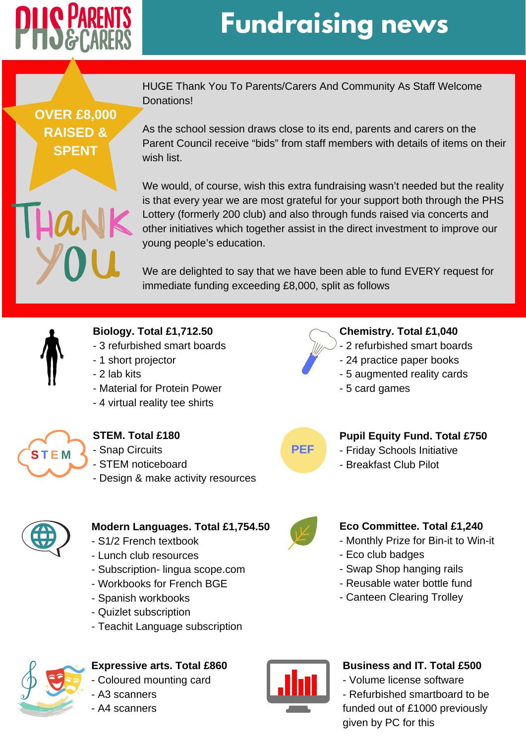PHS Parents & Carers

# Fundraising news

**OVER £8,000 RAISED & SPENT**

THANK YOU

HUGE Thank You To Parents/Carers And Community As Staff Welcome Donations!

As the school session draws close to its end, parents and carers on the Parent Council receive “bids” from staff members with details of items on their wish list.

We would, of course, wish this extra fundraising wasn’t needed but the reality is that every year we are most grateful for your support both through the PHS Lottery (formerly 200 club) and also through funds raised via concerts and other initiatives which together assist in the direct investment to improve our young people’s education.

We are delighted to say that we have been able to fund EVERY request for immediate funding exceeding £8,000, split as follows

**Biology. Total £1,712.50**
- 3 refurbished smart boards
- 1 short projector
- 2 lab kits
- Material for Protein Power
- 4 virtual reality tee shirts

**Chemistry. Total £1,040**
- 2 refurbished smart boards
- 24 practice paper books
- 5 augmented reality cards
- 5 card games

**STEM. Total £180**
- Snap Circuits
- STEM noticeboard
- Design & make activity resources

**Pupil Equity Fund. Total £750**
- Friday Schools Initiative
- Breakfast Club Pilot

**Modern Languages. Total £1,754.50**
- S1/2 French textbook
- Lunch club resources
- Subscription- lingua scope.com
- Workbooks for French BGE
- Spanish workbooks
- Quizlet subscription
- Teachit Language subscription

**Eco Committee. Total £1,240**
- Monthly Prize for Bin-it to Win-it
- Eco club badges
- Swap Shop hanging rails
- Reusable water bottle fund
- Canteen Clearing Trolley

**Expressive arts. Total £860**
- Coloured mounting card
- A3 scanners
- A4 scanners

**Business and IT. Total £500**
- Volume license software
- Refurbished smartboard to be funded out of £1000 previously given by PC for this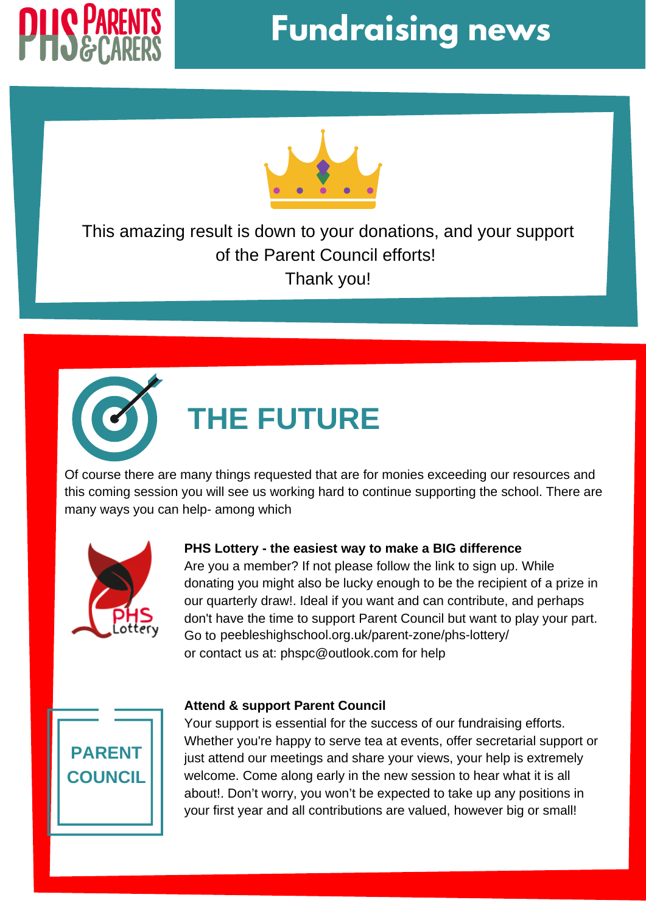# Fundraising news

This amazing result is down to your donations, and your support of the Parent Council efforts!
Thank you!

## THE FUTURE

Of course there are many things requested that are for monies exceeding our resources and this coming session you will see us working hard to continue supporting the school. There are many ways you can help- among which

**PHS Lottery - the easiest way to make a BIG difference**

Are you a member? If not please follow the link to sign up. While donating you might also be lucky enough to be the recipient of a prize in our quarterly draw!. Ideal if you want and can contribute, and perhaps don't have the time to support Parent Council but want to play your part. Go to peebleshighschool.org.uk/parent-zone/phs-lottery/
or contact us at: phspc@outlook.com for help

**Attend & support Parent Council**

Your support is essential for the success of our fundraising efforts. Whether you're happy to serve tea at events, offer secretarial support or just attend our meetings and share your views, your help is extremely welcome. Come along early in the new session to hear what it is all about!. Don't worry, you won't be expected to take up any positions in your first year and all contributions are valued, however big or small!